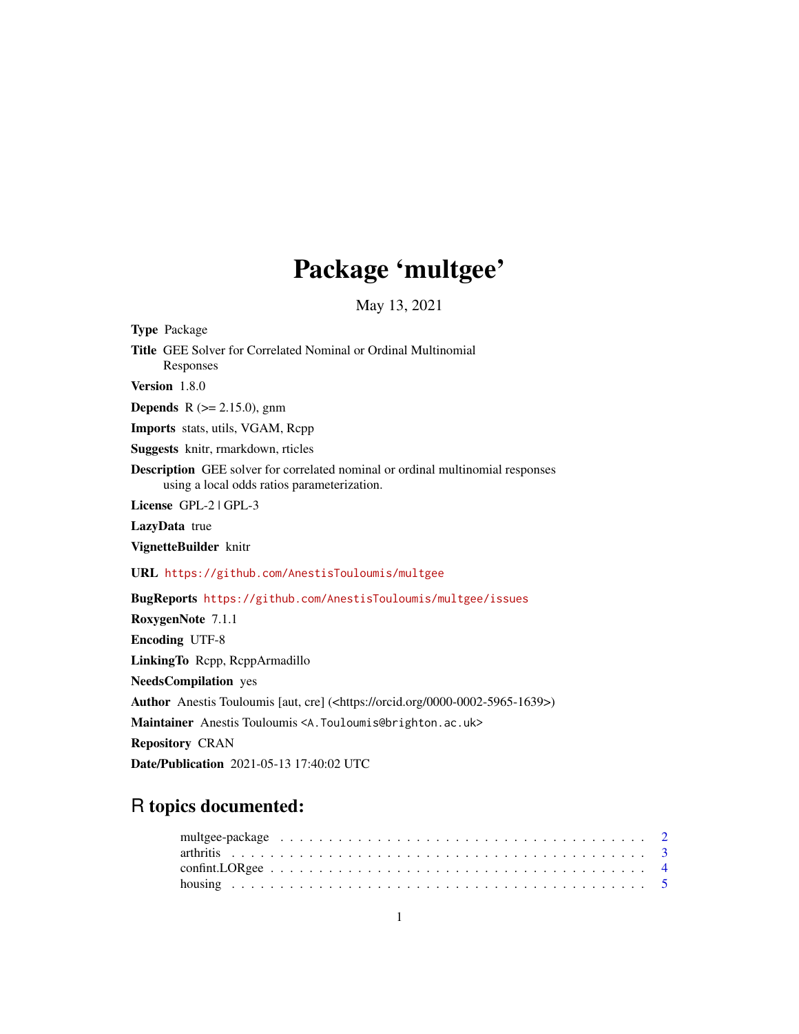# Package 'multgee'

May 13, 2021

**Type** Package

**Title** GEE Solver for Correlated Nominal or Ordinal Multinomial Responses

**Version** 1.8.0

**Depends** R (>= 2.15.0), gnm

**Imports** stats, utils, VGAM, Rcpp

**Suggests** knitr, rmarkdown, rticles

**Description** GEE solver for correlated nominal or ordinal multinomial responses using a local odds ratios parameterization.

**License** GPL-2 | GPL-3

**LazyData** true

**VignetteBuilder** knitr

**URL** https://github.com/AnestisTouloumis/multgee

**BugReports** https://github.com/AnestisTouloumis/multgee/issues

**RoxygenNote** 7.1.1

**Encoding** UTF-8

**LinkingTo** Rcpp, RcppArmadillo

**NeedsCompilation** yes

**Author** Anestis Touloumis [aut, cre] (<https://orcid.org/0000-0002-5965-1639>)

**Maintainer** Anestis Touloumis <A.Touloumis@brighton.ac.uk>

**Repository** CRAN

**Date/Publication** 2021-05-13 17:40:02 UTC

## R topics documented:

multgee-package . . . . . . . . . . . . . . . . . . . . . . . . . . . . . . . . . . . . . 2
arthritis . . . . . . . . . . . . . . . . . . . . . . . . . . . . . . . . . . . . . . . . . 3
confint.LORgee . . . . . . . . . . . . . . . . . . . . . . . . . . . . . . . . . . . . . 4
housing . . . . . . . . . . . . . . . . . . . . . . . . . . . . . . . . . . . . . . . . . 5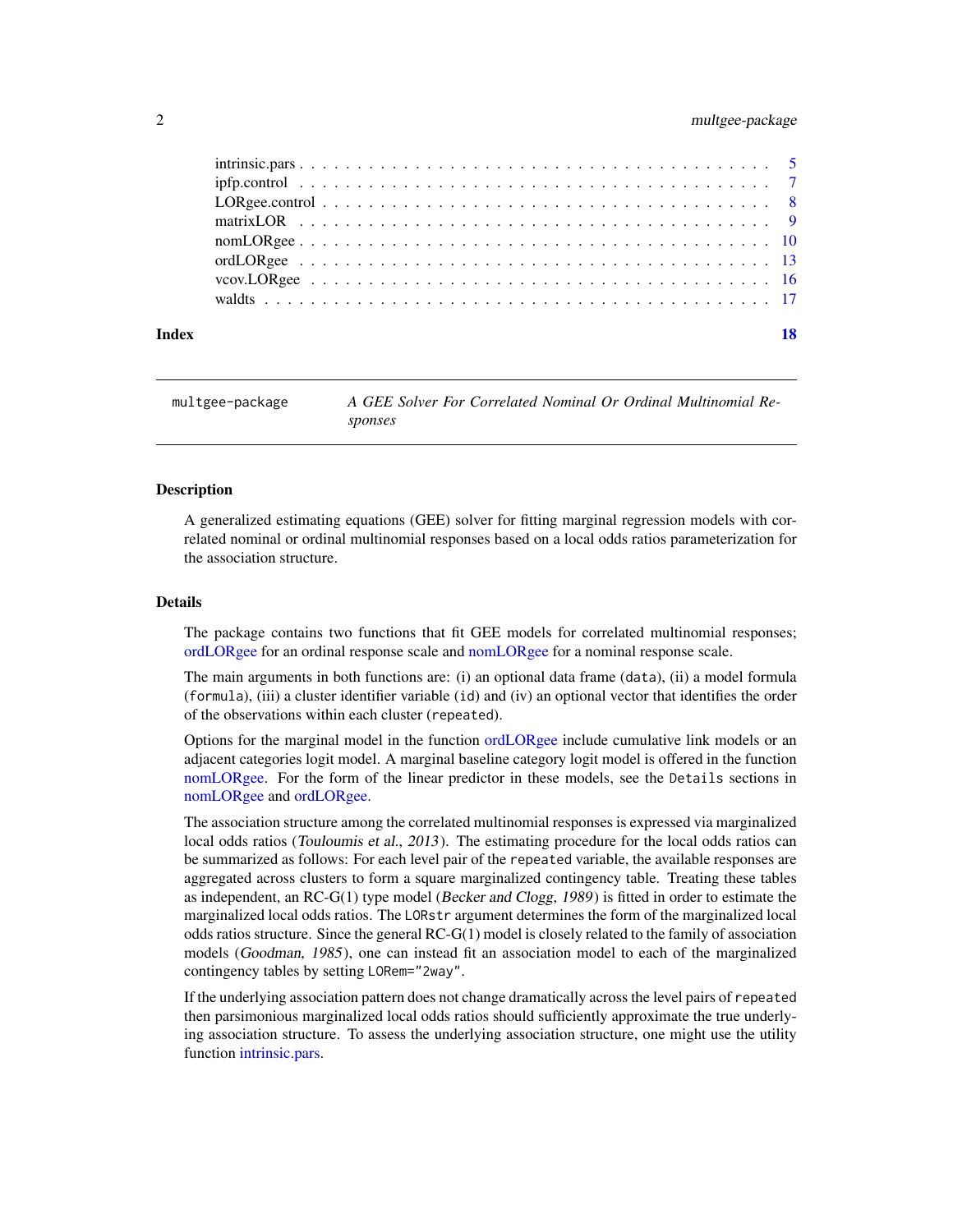| | |
|---|---|
| intrinsic.pars | 5 |
| ipfp.control | 7 |
| LORgee.control | 8 |
| matrixLOR | 9 |
| nomLORgee | 10 |
| ordLORgee | 13 |
| vcov.LORgee | 16 |
| waldts | 17 |
| **Index** | **18** |

---

`multgee-package` *A GEE Solver For Correlated Nominal Or Ordinal Multinomial Responses*

---

### Description

A generalized estimating equations (GEE) solver for fitting marginal regression models with correlated nominal or ordinal multinomial responses based on a local odds ratios parameterization for the association structure.

### Details

The package contains two functions that fit GEE models for correlated multinomial responses; ordLORgee for an ordinal response scale and nomLORgee for a nominal response scale.

The main arguments in both functions are: (i) an optional data frame (`data`), (ii) a model formula (`formula`), (iii) a cluster identifier variable (`id`) and (iv) an optional vector that identifies the order of the observations within each cluster (`repeated`).

Options for the marginal model in the function ordLORgee include cumulative link models or an adjacent categories logit model. A marginal baseline category logit model is offered in the function nomLORgee. For the form of the linear predictor in these models, see the `Details` sections in nomLORgee and ordLORgee.

The association structure among the correlated multinomial responses is expressed via marginalized local odds ratios (*Touloumis et al., 2013*). The estimating procedure for the local odds ratios can be summarized as follows: For each level pair of the `repeated` variable, the available responses are aggregated across clusters to form a square marginalized contingency table. Treating these tables as independent, an RC-G(1) type model (*Becker and Clogg, 1989*) is fitted in order to estimate the marginalized local odds ratios. The `LORstr` argument determines the form of the marginalized local odds ratios structure. Since the general RC-G(1) model is closely related to the family of association models (*Goodman, 1985*), one can instead fit an association model to each of the marginalized contingency tables by setting `LORem="2way"`.

If the underlying association pattern does not change dramatically across the level pairs of `repeated` then parsimonious marginalized local odds ratios should sufficiently approximate the true underlying association structure. To assess the underlying association structure, one might use the utility function intrinsic.pars.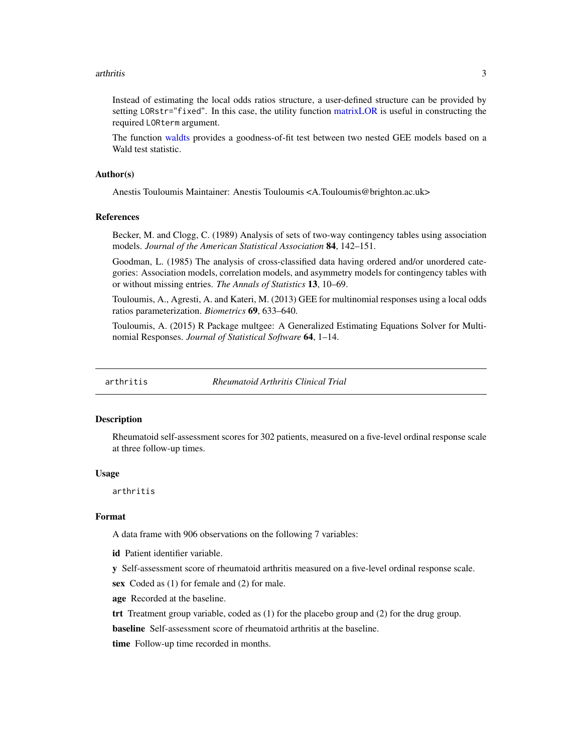Instead of estimating the local odds ratios structure, a user-defined structure can be provided by setting `LORstr="fixed"`. In this case, the utility function matrixLOR is useful in constructing the required `LORterm` argument.

The function waldts provides a goodness-of-fit test between two nested GEE models based on a Wald test statistic.

### Author(s)

Anestis Touloumis Maintainer: Anestis Touloumis <A.Touloumis@brighton.ac.uk>

### References

Becker, M. and Clogg, C. (1989) Analysis of sets of two-way contingency tables using association models. *Journal of the American Statistical Association* **84**, 142–151.

Goodman, L. (1985) The analysis of cross-classified data having ordered and/or unordered categories: Association models, correlation models, and asymmetry models for contingency tables with or without missing entries. *The Annals of Statistics* **13**, 10–69.

Touloumis, A., Agresti, A. and Kateri, M. (2013) GEE for multinomial responses using a local odds ratios parameterization. *Biometrics* **69**, 633–640.

Touloumis, A. (2015) R Package multgee: A Generalized Estimating Equations Solver for Multinomial Responses. *Journal of Statistical Software* **64**, 1–14.

---

## `arthritis` *Rheumatoid Arthritis Clinical Trial*

---

### Description

Rheumatoid self-assessment scores for 302 patients, measured on a five-level ordinal response scale at three follow-up times.

### Usage

```
arthritis
```

### Format

A data frame with 906 observations on the following 7 variables:

**id** Patient identifier variable.

**y** Self-assessment score of rheumatoid arthritis measured on a five-level ordinal response scale.

**sex** Coded as (1) for female and (2) for male.

**age** Recorded at the baseline.

**trt** Treatment group variable, coded as (1) for the placebo group and (2) for the drug group.

**baseline** Self-assessment score of rheumatoid arthritis at the baseline.

**time** Follow-up time recorded in months.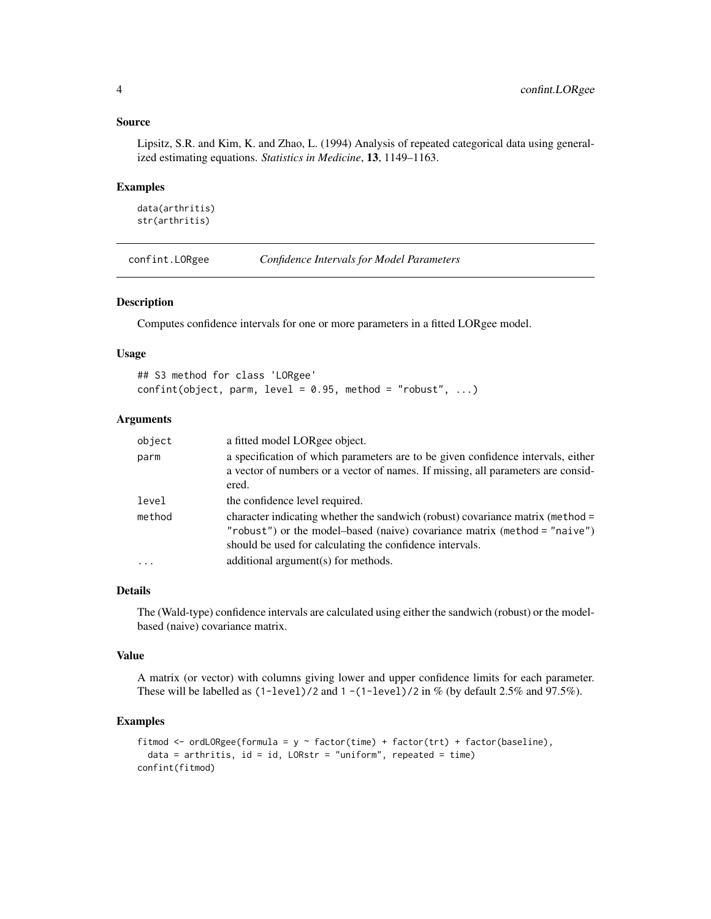### Source

Lipsitz, S.R. and Kim, K. and Zhao, L. (1994) Analysis of repeated categorical data using generalized estimating equations. *Statistics in Medicine*, **13**, 1149–1163.

### Examples

```
data(arthritis)
str(arthritis)
```

---

## confint.LORgee — *Confidence Intervals for Model Parameters*

---

### Description

Computes confidence intervals for one or more parameters in a fitted LORgee model.

### Usage

```
## S3 method for class 'LORgee'
confint(object, parm, level = 0.95, method = "robust", ...)
```

### Arguments

| | |
|---|---|
| `object` | a fitted model LORgee object. |
| `parm` | a specification of which parameters are to be given confidence intervals, either a vector of numbers or a vector of names. If missing, all parameters are considered. |
| `level` | the confidence level required. |
| `method` | character indicating whether the sandwich (robust) covariance matrix (`method = "robust"`) or the model–based (naive) covariance matrix (`method = "naive"`) should be used for calculating the confidence intervals. |
| `...` | additional argument(s) for methods. |

### Details

The (Wald-type) confidence intervals are calculated using either the sandwich (robust) or the model-based (naive) covariance matrix.

### Value

A matrix (or vector) with columns giving lower and upper confidence limits for each parameter. These will be labelled as `(1-level)/2` and `1 -(1-level)/2` in % (by default 2.5% and 97.5%).

### Examples

```
fitmod <- ordLORgee(formula = y ~ factor(time) + factor(trt) + factor(baseline),
  data = arthritis, id = id, LORstr = "uniform", repeated = time)
confint(fitmod)
```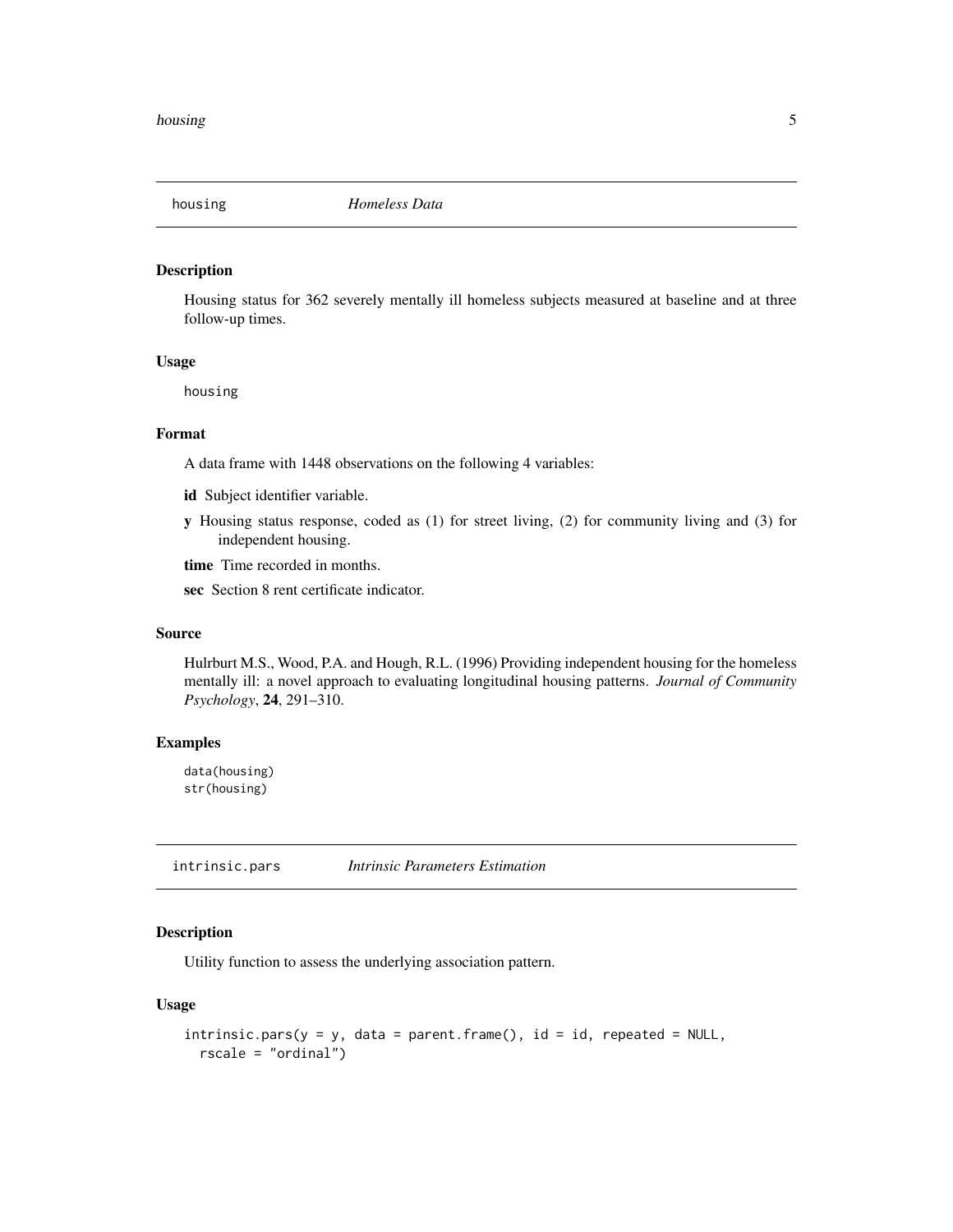## housing *Homeless Data*

### Description

Housing status for 362 severely mentally ill homeless subjects measured at baseline and at three follow-up times.

### Usage

```
housing
```

### Format

A data frame with 1448 observations on the following 4 variables:

**id** Subject identifier variable.

**y** Housing status response, coded as (1) for street living, (2) for community living and (3) for independent housing.

**time** Time recorded in months.

**sec** Section 8 rent certificate indicator.

### Source

Hulrburt M.S., Wood, P.A. and Hough, R.L. (1996) Providing independent housing for the homeless mentally ill: a novel approach to evaluating longitudinal housing patterns. *Journal of Community Psychology*, **24**, 291–310.

### Examples

```
data(housing)
str(housing)
```

## intrinsic.pars *Intrinsic Parameters Estimation*

### Description

Utility function to assess the underlying association pattern.

### Usage

```
intrinsic.pars(y = y, data = parent.frame(), id = id, repeated = NULL,
  rscale = "ordinal")
```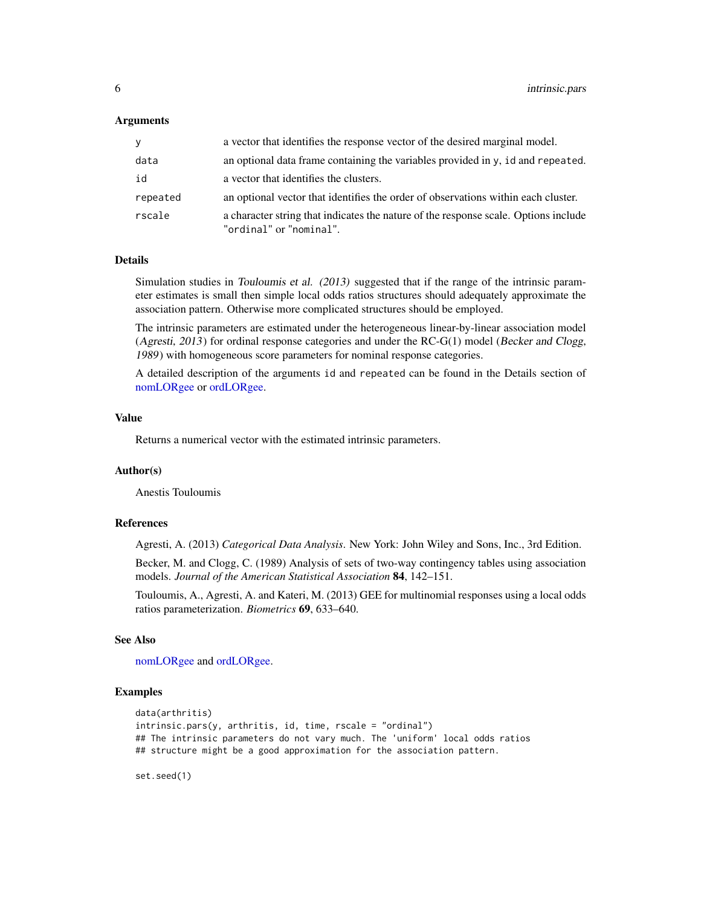### Arguments

| | |
|---|---|
| y | a vector that identifies the response vector of the desired marginal model. |
| data | an optional data frame containing the variables provided in y, id and repeated. |
| id | a vector that identifies the clusters. |
| repeated | an optional vector that identifies the order of observations within each cluster. |
| rscale | a character string that indicates the nature of the response scale. Options include "ordinal" or "nominal". |

### Details

Simulation studies in *Touloumis et al. (2013)* suggested that if the range of the intrinsic parameter estimates is small then simple local odds ratios structures should adequately approximate the association pattern. Otherwise more complicated structures should be employed.

The intrinsic parameters are estimated under the heterogeneous linear-by-linear association model (*Agresti, 2013*) for ordinal response categories and under the RC-G(1) model (*Becker and Clogg, 1989*) with homogeneous score parameters for nominal response categories.

A detailed description of the arguments id and repeated can be found in the Details section of nomLORgee or ordLORgee.

### Value

Returns a numerical vector with the estimated intrinsic parameters.

### Author(s)

Anestis Touloumis

### References

Agresti, A. (2013) *Categorical Data Analysis*. New York: John Wiley and Sons, Inc., 3rd Edition.

Becker, M. and Clogg, C. (1989) Analysis of sets of two-way contingency tables using association models. *Journal of the American Statistical Association* **84**, 142–151.

Touloumis, A., Agresti, A. and Kateri, M. (2013) GEE for multinomial responses using a local odds ratios parameterization. *Biometrics* **69**, 633–640.

### See Also

nomLORgee and ordLORgee.

### Examples

```
data(arthritis)
intrinsic.pars(y, arthritis, id, time, rscale = "ordinal")
## The intrinsic parameters do not vary much. The 'uniform' local odds ratios
## structure might be a good approximation for the association pattern.

set.seed(1)
```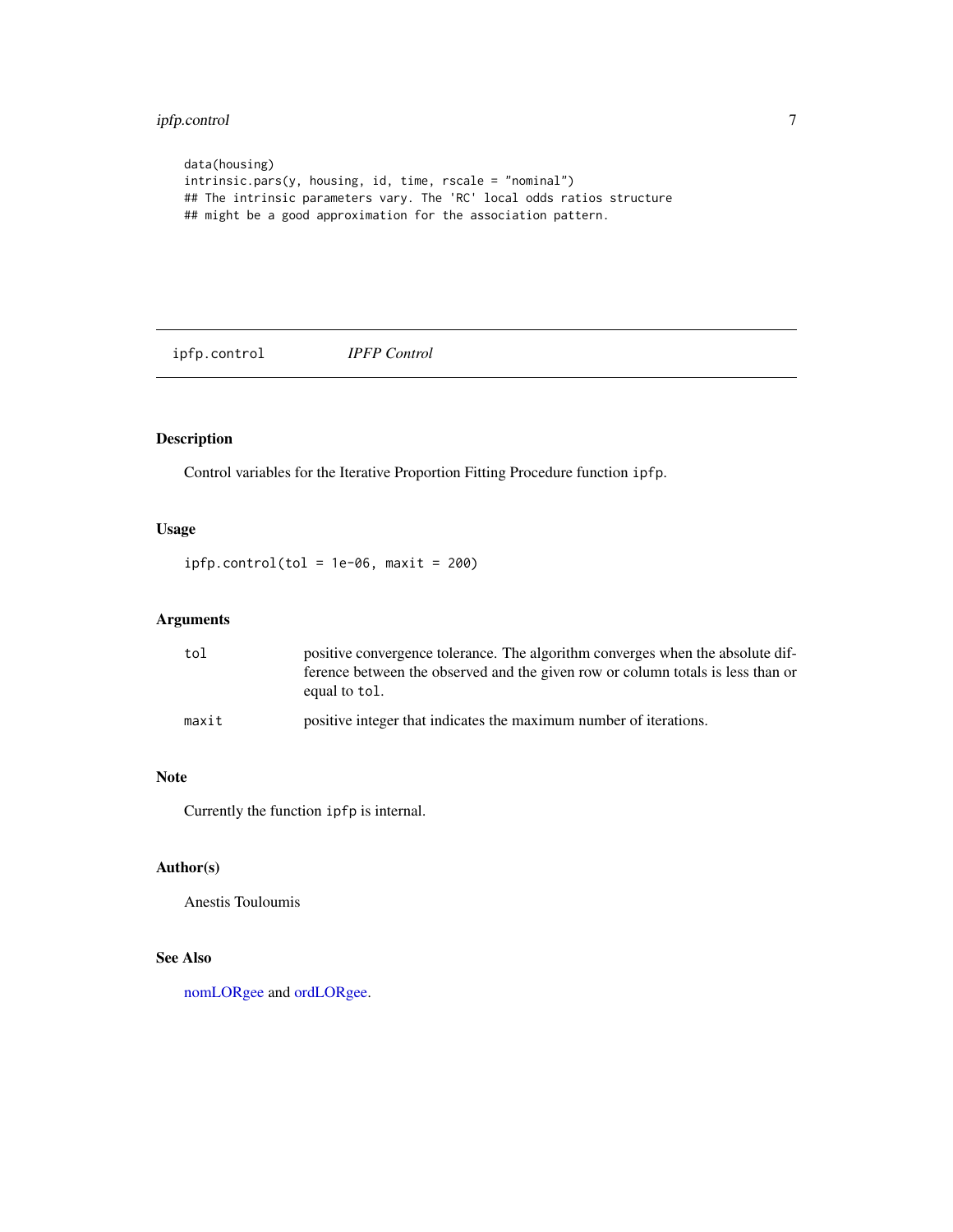```
data(housing)
intrinsic.pars(y, housing, id, time, rscale = "nominal")
## The intrinsic parameters vary. The 'RC' local odds ratios structure
## might be a good approximation for the association pattern.
```

---

## ipfp.control &nbsp;&nbsp;&nbsp; *IPFP Control*

### Description

Control variables for the Iterative Proportion Fitting Procedure function `ipfp`.

### Usage

```
ipfp.control(tol = 1e-06, maxit = 200)
```

### Arguments

| | |
|---|---|
| `tol` | positive convergence tolerance. The algorithm converges when the absolute difference between the observed and the given row or column totals is less than or equal to `tol`. |
| `maxit` | positive integer that indicates the maximum number of iterations. |

### Note

Currently the function `ipfp` is internal.

### Author(s)

Anestis Touloumis

### See Also

nomLORgee and ordLORgee.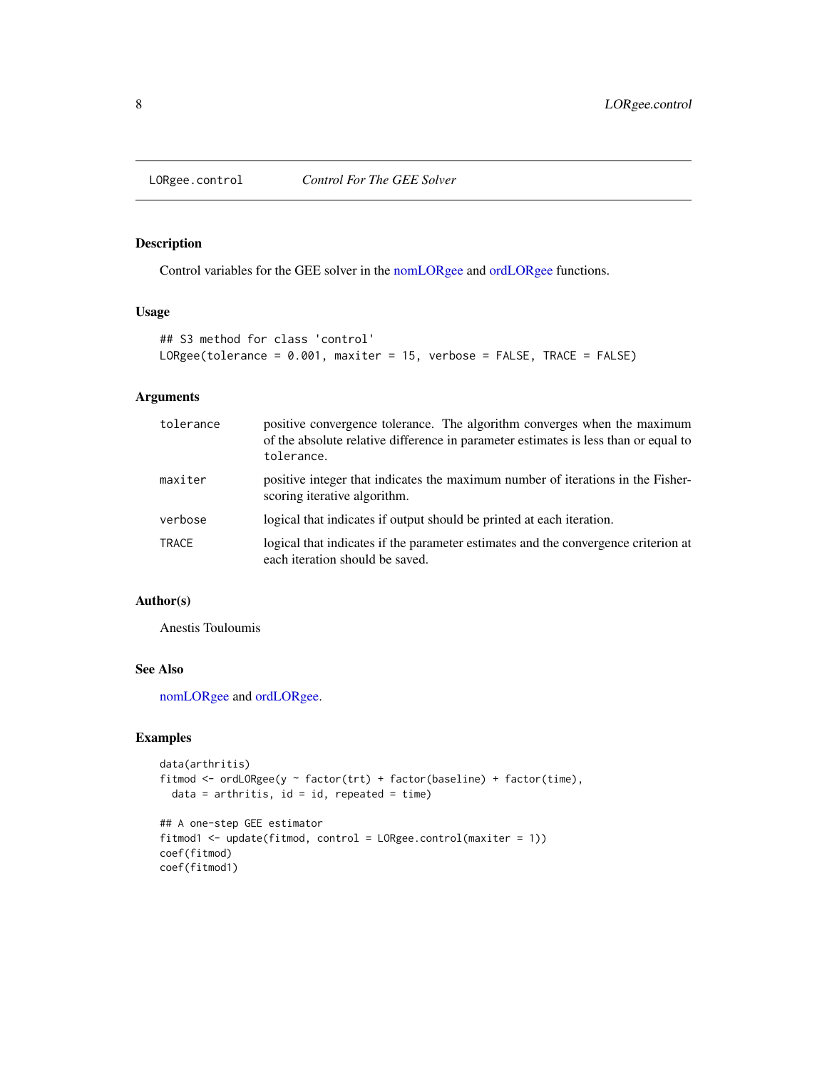# LORgee.control — *Control For The GEE Solver*

## Description

Control variables for the GEE solver in the nomLORgee and ordLORgee functions.

## Usage

```
## S3 method for class 'control'
LORgee(tolerance = 0.001, maxiter = 15, verbose = FALSE, TRACE = FALSE)
```

## Arguments

| | |
|---|---|
| `tolerance` | positive convergence tolerance. The algorithm converges when the maximum of the absolute relative difference in parameter estimates is less than or equal to `tolerance`. |
| `maxiter` | positive integer that indicates the maximum number of iterations in the Fisher-scoring iterative algorithm. |
| `verbose` | logical that indicates if output should be printed at each iteration. |
| `TRACE` | logical that indicates if the parameter estimates and the convergence criterion at each iteration should be saved. |

## Author(s)

Anestis Touloumis

## See Also

nomLORgee and ordLORgee.

## Examples

```
data(arthritis)
fitmod <- ordLORgee(y ~ factor(trt) + factor(baseline) + factor(time),
  data = arthritis, id = id, repeated = time)

## A one-step GEE estimator
fitmod1 <- update(fitmod, control = LORgee.control(maxiter = 1))
coef(fitmod)
coef(fitmod1)
```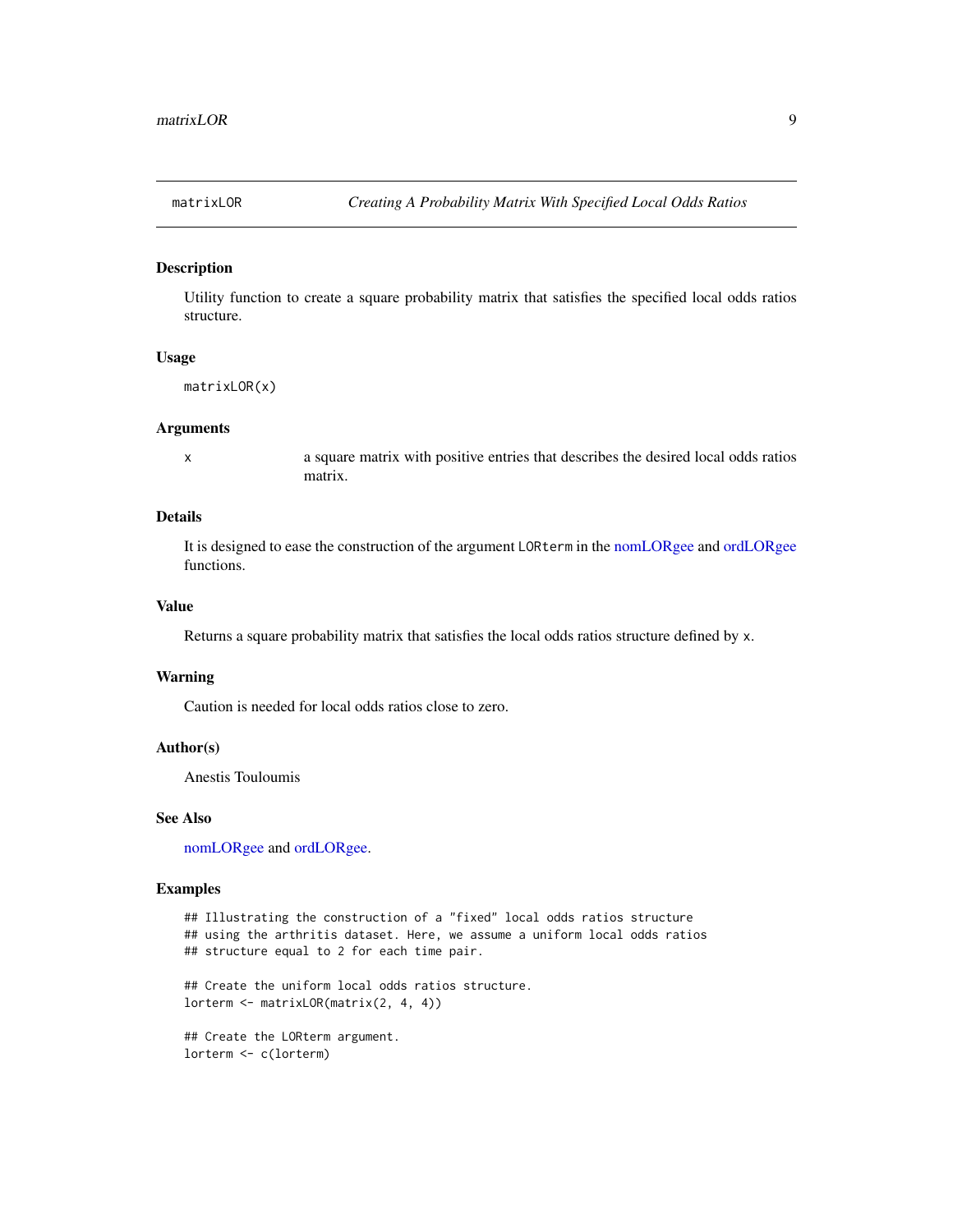# matrixLOR — *Creating A Probability Matrix With Specified Local Odds Ratios*

## Description

Utility function to create a square probability matrix that satisfies the specified local odds ratios structure.

## Usage

```
matrixLOR(x)
```

## Arguments

| | |
|---|---|
| x | a square matrix with positive entries that describes the desired local odds ratios matrix. |

## Details

It is designed to ease the construction of the argument `LORterm` in the nomLORgee and ordLORgee functions.

## Value

Returns a square probability matrix that satisfies the local odds ratios structure defined by `x`.

## Warning

Caution is needed for local odds ratios close to zero.

## Author(s)

Anestis Touloumis

## See Also

nomLORgee and ordLORgee.

## Examples

```
## Illustrating the construction of a "fixed" local odds ratios structure
## using the arthritis dataset. Here, we assume a uniform local odds ratios
## structure equal to 2 for each time pair.

## Create the uniform local odds ratios structure.
lorterm <- matrixLOR(matrix(2, 4, 4))

## Create the LORterm argument.
lorterm <- c(lorterm)
```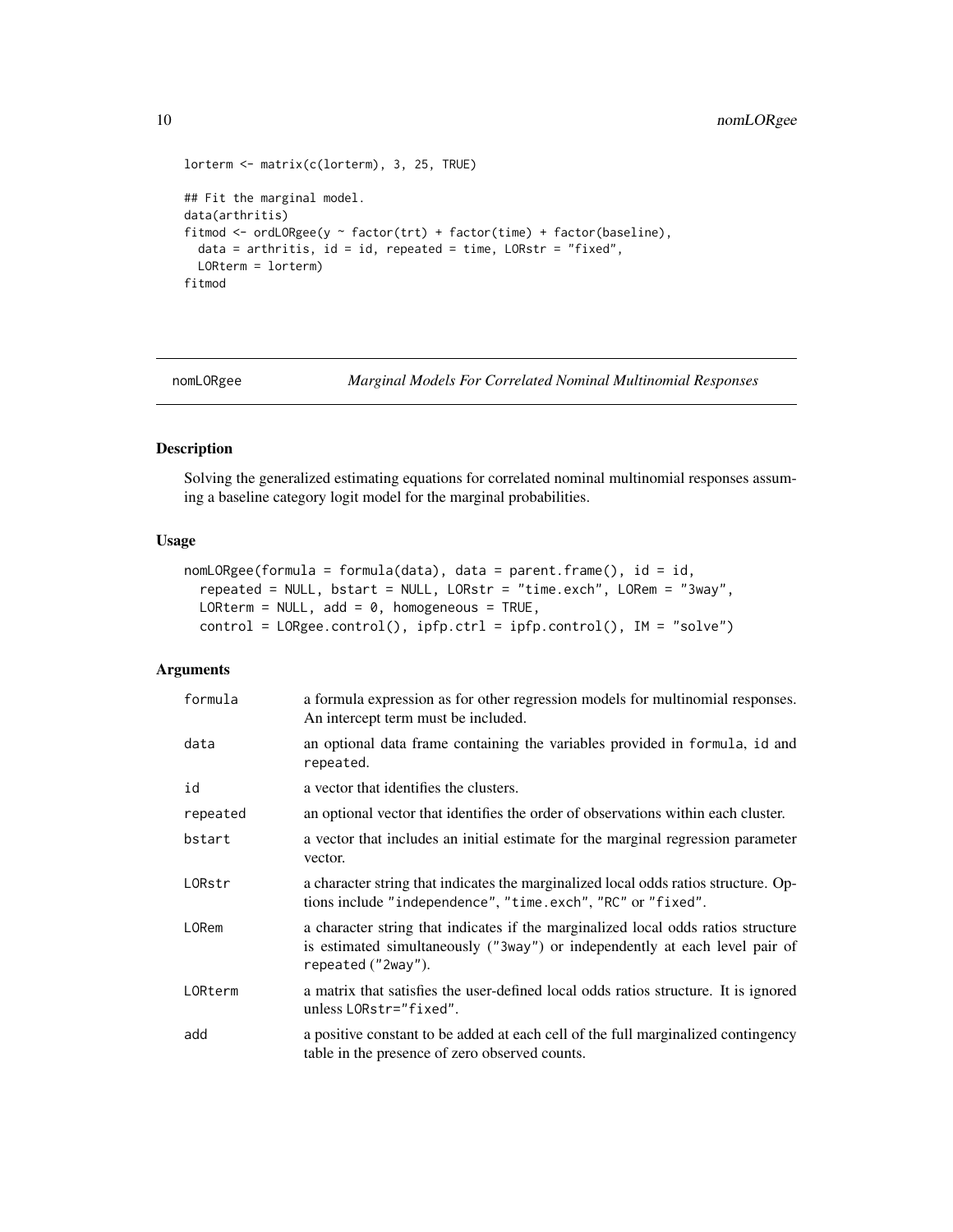```
lorterm <- matrix(c(lorterm), 3, 25, TRUE)

## Fit the marginal model.
data(arthritis)
fitmod <- ordLORgee(y ~ factor(trt) + factor(time) + factor(baseline),
  data = arthritis, id = id, repeated = time, LORstr = "fixed",
  LORterm = lorterm)
fitmod
```

---

## nomLORgee *Marginal Models For Correlated Nominal Multinomial Responses*

---

### Description

Solving the generalized estimating equations for correlated nominal multinomial responses assuming a baseline category logit model for the marginal probabilities.

### Usage

```
nomLORgee(formula = formula(data), data = parent.frame(), id = id,
  repeated = NULL, bstart = NULL, LORstr = "time.exch", LORem = "3way",
  LORterm = NULL, add = 0, homogeneous = TRUE,
  control = LORgee.control(), ipfp.ctrl = ipfp.control(), IM = "solve")
```

### Arguments

| | |
|---|---|
| formula | a formula expression as for other regression models for multinomial responses. An intercept term must be included. |
| data | an optional data frame containing the variables provided in formula, id and repeated. |
| id | a vector that identifies the clusters. |
| repeated | an optional vector that identifies the order of observations within each cluster. |
| bstart | a vector that includes an initial estimate for the marginal regression parameter vector. |
| LORstr | a character string that indicates the marginalized local odds ratios structure. Options include "independence", "time.exch", "RC" or "fixed". |
| LORem | a character string that indicates if the marginalized local odds ratios structure is estimated simultaneously ("3way") or independently at each level pair of repeated ("2way"). |
| LORterm | a matrix that satisfies the user-defined local odds ratios structure. It is ignored unless LORstr="fixed". |
| add | a positive constant to be added at each cell of the full marginalized contingency table in the presence of zero observed counts. |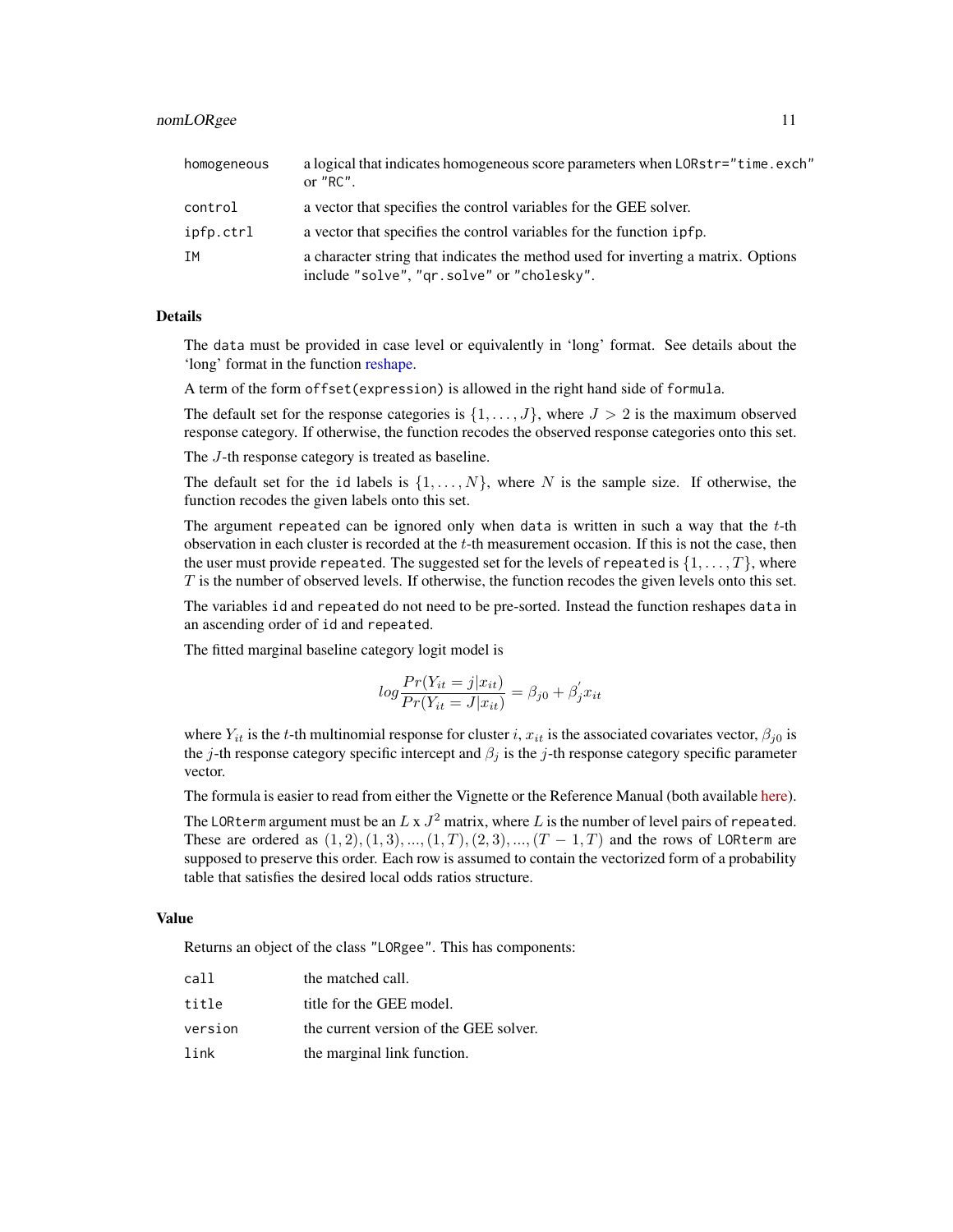| | |
|---|---|
| homogeneous | a logical that indicates homogeneous score parameters when LORstr="time.exch" or "RC". |
| control | a vector that specifies the control variables for the GEE solver. |
| ipfp.ctrl | a vector that specifies the control variables for the function ipfp. |
| IM | a character string that indicates the method used for inverting a matrix. Options include "solve", "qr.solve" or "cholesky". |

## Details

The data must be provided in case level or equivalently in 'long' format. See details about the 'long' format in the function reshape.

A term of the form offset(expression) is allowed in the right hand side of formula.

The default set for the response categories is $\{1, \ldots, J\}$, where $J > 2$ is the maximum observed response category. If otherwise, the function recodes the observed response categories onto this set.

The $J$-th response category is treated as baseline.

The default set for the id labels is $\{1, \ldots, N\}$, where $N$ is the sample size. If otherwise, the function recodes the given labels onto this set.

The argument repeated can be ignored only when data is written in such a way that the $t$-th observation in each cluster is recorded at the $t$-th measurement occasion. If this is not the case, then the user must provide repeated. The suggested set for the levels of repeated is $\{1, \ldots, T\}$, where $T$ is the number of observed levels. If otherwise, the function recodes the given levels onto this set.

The variables id and repeated do not need to be pre-sorted. Instead the function reshapes data in an ascending order of id and repeated.

The fitted marginal baseline category logit model is

$$log \frac{Pr(Y_{it} = j|x_{it})}{Pr(Y_{it} = J|x_{it})} = \beta_{j0} + \beta_j^{'} x_{it}$$

where $Y_{it}$ is the $t$-th multinomial response for cluster $i$, $x_{it}$ is the associated covariates vector, $\beta_{j0}$ is the $j$-th response category specific intercept and $\beta_j$ is the $j$-th response category specific parameter vector.

The formula is easier to read from either the Vignette or the Reference Manual (both available here).

The LORterm argument must be an $L$ x $J^2$ matrix, where $L$ is the number of level pairs of repeated. These are ordered as $(1, 2), (1, 3), ..., (1, T), (2, 3), ..., (T - 1, T)$ and the rows of LORterm are supposed to preserve this order. Each row is assumed to contain the vectorized form of a probability table that satisfies the desired local odds ratios structure.

## Value

Returns an object of the class "LORgee". This has components:

| | |
|---|---|
| call | the matched call. |
| title | title for the GEE model. |
| version | the current version of the GEE solver. |
| link | the marginal link function. |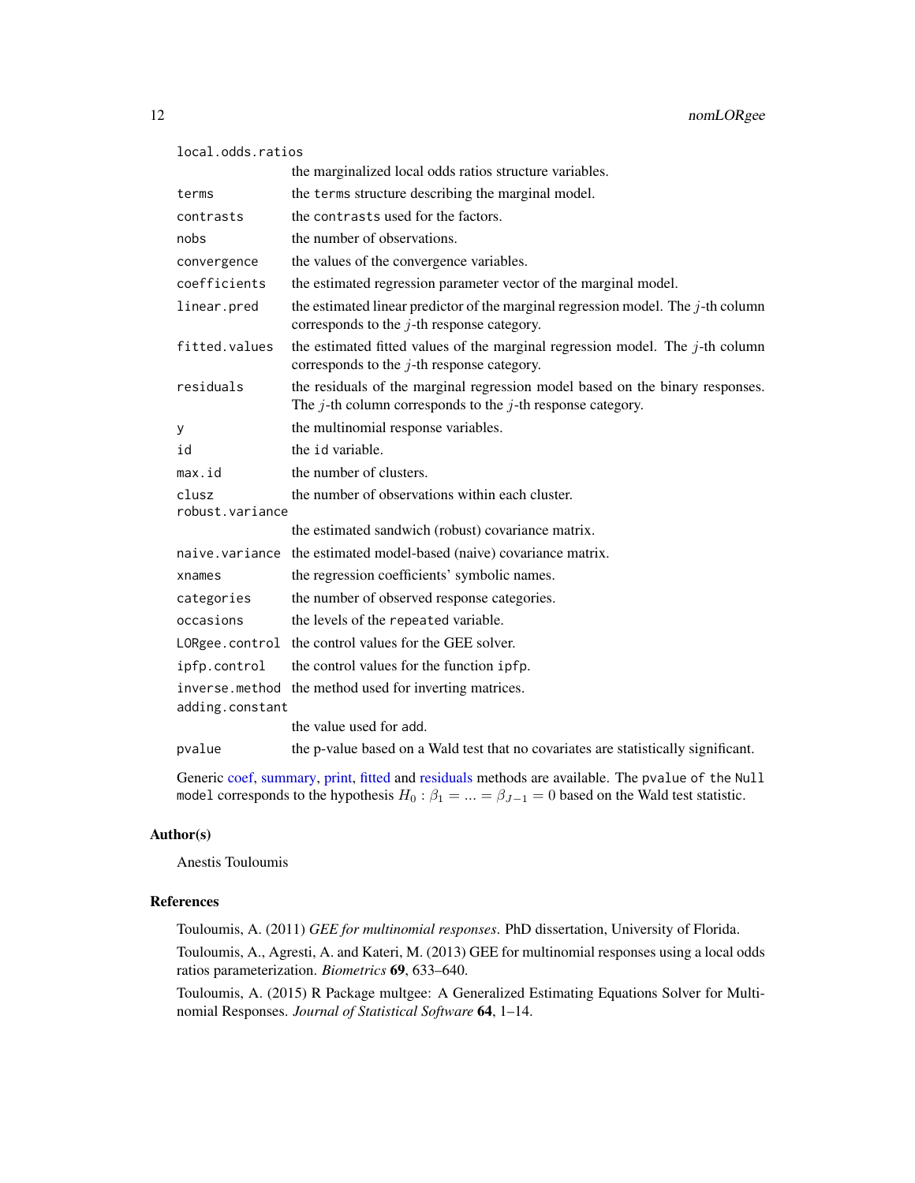| | |
|---|---|
| `local.odds.ratios` | the marginalized local odds ratios structure variables. |
| `terms` | the `terms` structure describing the marginal model. |
| `contrasts` | the `contrasts` used for the factors. |
| `nobs` | the number of observations. |
| `convergence` | the values of the convergence variables. |
| `coefficients` | the estimated regression parameter vector of the marginal model. |
| `linear.pred` | the estimated linear predictor of the marginal regression model. The $j$-th column corresponds to the $j$-th response category. |
| `fitted.values` | the estimated fitted values of the marginal regression model. The $j$-th column corresponds to the $j$-th response category. |
| `residuals` | the residuals of the marginal regression model based on the binary responses. The $j$-th column corresponds to the $j$-th response category. |
| `y` | the multinomial response variables. |
| `id` | the `id` variable. |
| `max.id` | the number of clusters. |
| `clusz` | the number of observations within each cluster. |
| `robust.variance` | the estimated sandwich (robust) covariance matrix. |
| `naive.variance` | the estimated model-based (naive) covariance matrix. |
| `xnames` | the regression coefficients' symbolic names. |
| `categories` | the number of observed response categories. |
| `occasions` | the levels of the `repeated` variable. |
| `LORgee.control` | the control values for the GEE solver. |
| `ipfp.control` | the control values for the function `ipfp`. |
| `inverse.method` | the method used for inverting matrices. |
| `adding.constant` | the value used for `add`. |
| `pvalue` | the p-value based on a Wald test that no covariates are statistically significant. |

Generic coef, summary, print, fitted and residuals methods are available. The `pvalue of the Null model` corresponds to the hypothesis $H_0 : \beta_1 = ... = \beta_{J-1} = 0$ based on the Wald test statistic.

## Author(s)

Anestis Touloumis

## References

Touloumis, A. (2011) *GEE for multinomial responses*. PhD dissertation, University of Florida.

Touloumis, A., Agresti, A. and Kateri, M. (2013) GEE for multinomial responses using a local odds ratios parameterization. *Biometrics* **69**, 633–640.

Touloumis, A. (2015) R Package multgee: A Generalized Estimating Equations Solver for Multinomial Responses. *Journal of Statistical Software* **64**, 1–14.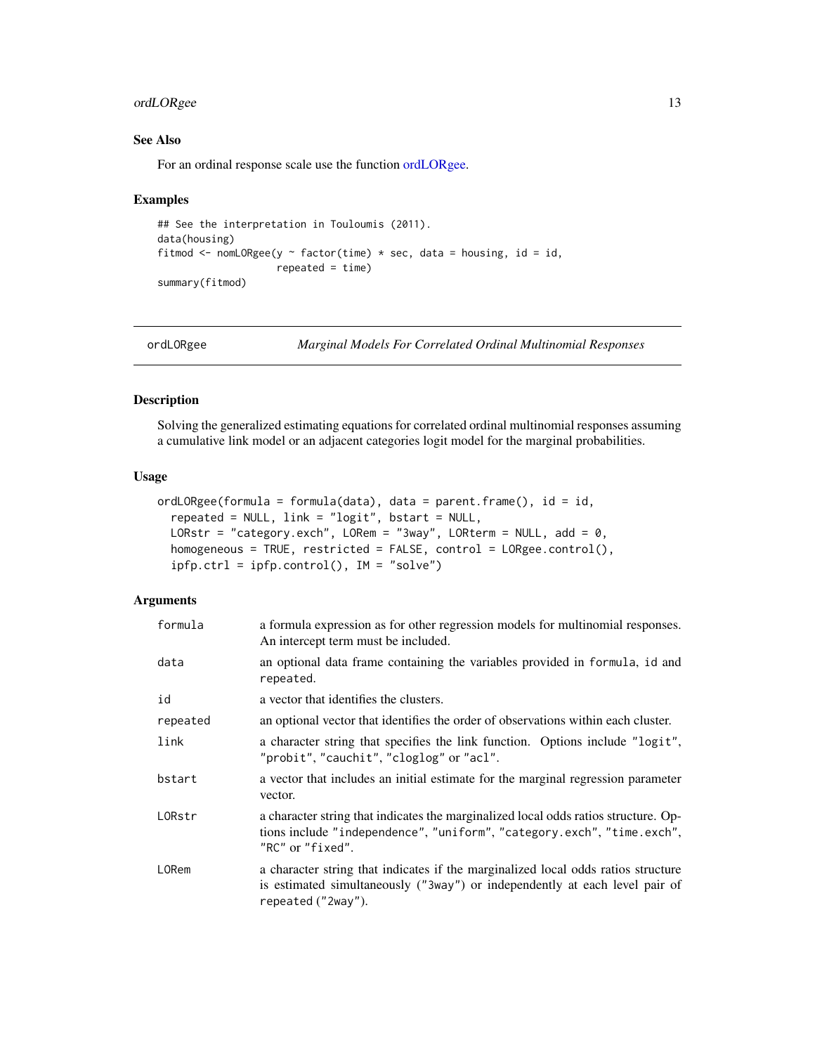### See Also

For an ordinal response scale use the function ordLORgee.

### Examples

```
## See the interpretation in Touloumis (2011).
data(housing)
fitmod <- nomLORgee(y ~ factor(time) * sec, data = housing, id = id,
                    repeated = time)
summary(fitmod)
```

---

## ordLORgee — *Marginal Models For Correlated Ordinal Multinomial Responses*

### Description

Solving the generalized estimating equations for correlated ordinal multinomial responses assuming a cumulative link model or an adjacent categories logit model for the marginal probabilities.

### Usage

```
ordLORgee(formula = formula(data), data = parent.frame(), id = id,
  repeated = NULL, link = "logit", bstart = NULL,
  LORstr = "category.exch", LORem = "3way", LORterm = NULL, add = 0,
  homogeneous = TRUE, restricted = FALSE, control = LORgee.control(),
  ipfp.ctrl = ipfp.control(), IM = "solve")
```

### Arguments

| | |
|---|---|
| `formula` | a formula expression as for other regression models for multinomial responses. An intercept term must be included. |
| `data` | an optional data frame containing the variables provided in `formula`, `id` and `repeated`. |
| `id` | a vector that identifies the clusters. |
| `repeated` | an optional vector that identifies the order of observations within each cluster. |
| `link` | a character string that specifies the link function. Options include `"logit"`, `"probit"`, `"cauchit"`, `"cloglog"` or `"acl"`. |
| `bstart` | a vector that includes an initial estimate for the marginal regression parameter vector. |
| `LORstr` | a character string that indicates the marginalized local odds ratios structure. Options include `"independence"`, `"uniform"`, `"category.exch"`, `"time.exch"`, `"RC"` or `"fixed"`. |
| `LORem` | a character string that indicates if the marginalized local odds ratios structure is estimated simultaneously (`"3way"`) or independently at each level pair of `repeated` (`"2way"`). |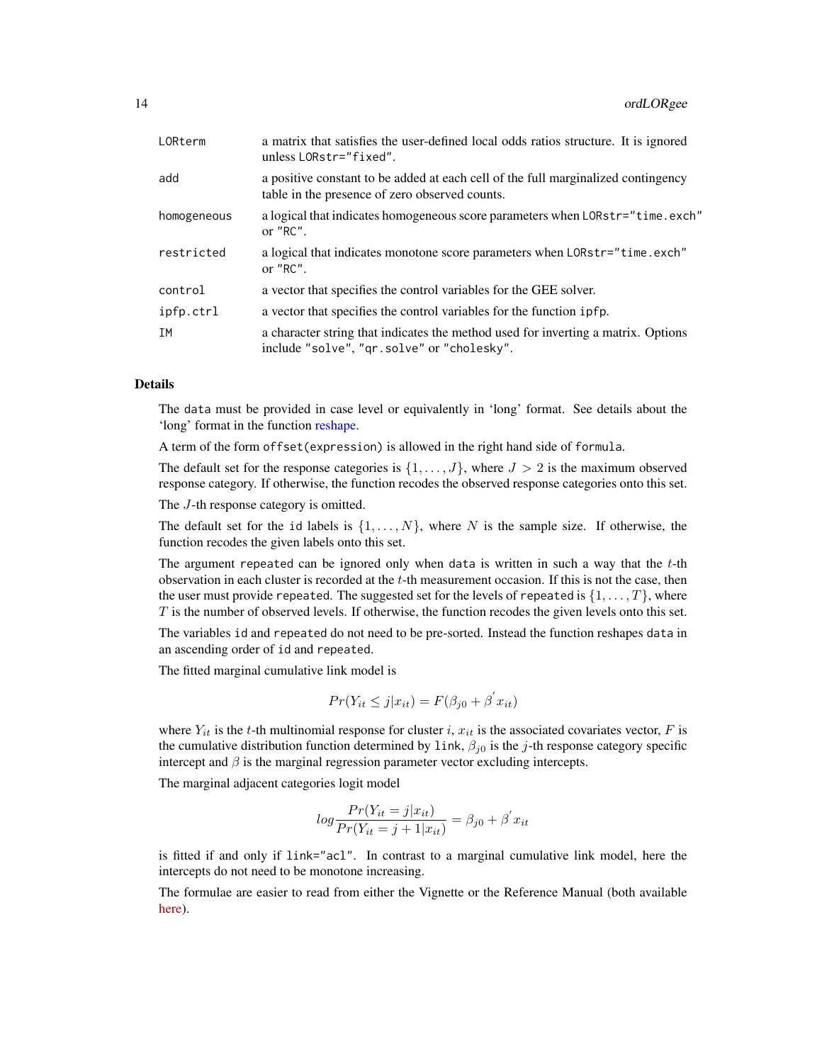| | |
|---|---|
| LORterm | a matrix that satisfies the user-defined local odds ratios structure. It is ignored unless LORstr="fixed". |
| add | a positive constant to be added at each cell of the full marginalized contingency table in the presence of zero observed counts. |
| homogeneous | a logical that indicates homogeneous score parameters when LORstr="time.exch" or "RC". |
| restricted | a logical that indicates monotone score parameters when LORstr="time.exch" or "RC". |
| control | a vector that specifies the control variables for the GEE solver. |
| ipfp.ctrl | a vector that specifies the control variables for the function ipfp. |
| IM | a character string that indicates the method used for inverting a matrix. Options include "solve", "qr.solve" or "cholesky". |

## Details

The data must be provided in case level or equivalently in 'long' format. See details about the 'long' format in the function reshape.

A term of the form offset(expression) is allowed in the right hand side of formula.

The default set for the response categories is $\{1, \ldots, J\}$, where $J > 2$ is the maximum observed response category. If otherwise, the function recodes the observed response categories onto this set.

The $J$-th response category is omitted.

The default set for the id labels is $\{1, \ldots, N\}$, where $N$ is the sample size. If otherwise, the function recodes the given labels onto this set.

The argument repeated can be ignored only when data is written in such a way that the $t$-th observation in each cluster is recorded at the $t$-th measurement occasion. If this is not the case, then the user must provide repeated. The suggested set for the levels of repeated is $\{1, \ldots, T\}$, where $T$ is the number of observed levels. If otherwise, the function recodes the given levels onto this set.

The variables id and repeated do not need to be pre-sorted. Instead the function reshapes data in an ascending order of id and repeated.

The fitted marginal cumulative link model is

$$Pr(Y_{it} \leq j | x_{it}) = F(\beta_{j0} + \beta^{'} x_{it})$$

where $Y_{it}$ is the $t$-th multinomial response for cluster $i$, $x_{it}$ is the associated covariates vector, $F$ is the cumulative distribution function determined by link, $\beta_{j0}$ is the $j$-th response category specific intercept and $\beta$ is the marginal regression parameter vector excluding intercepts.

The marginal adjacent categories logit model

$$log \frac{Pr(Y_{it} = j | x_{it})}{Pr(Y_{it} = j + 1 | x_{it})} = \beta_{j0} + \beta^{'} x_{it}$$

is fitted if and only if link="acl". In contrast to a marginal cumulative link model, here the intercepts do not need to be monotone increasing.

The formulae are easier to read from either the Vignette or the Reference Manual (both available here).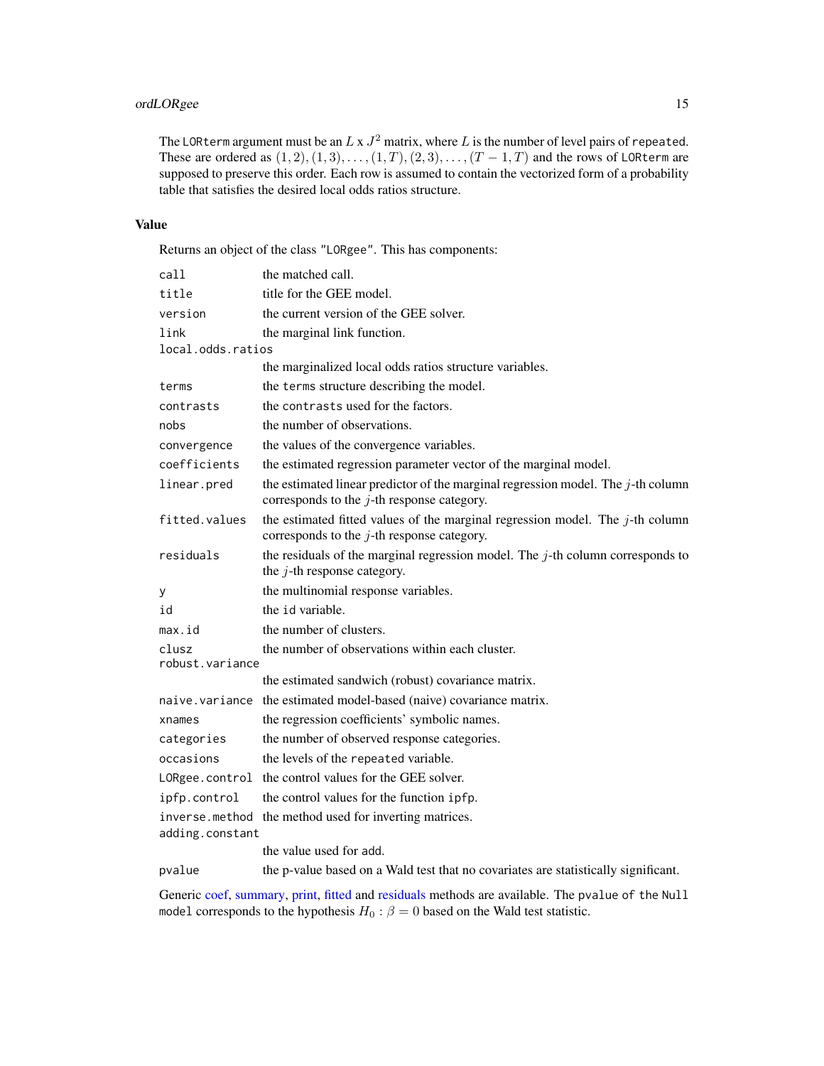The `LORterm` argument must be an $L$ x $J^2$ matrix, where $L$ is the number of level pairs of `repeated`. These are ordered as $(1, 2), (1, 3), \ldots, (1, T), (2, 3), \ldots, (T-1, T)$ and the rows of `LORterm` are supposed to preserve this order. Each row is assumed to contain the vectorized form of a probability table that satisfies the desired local odds ratios structure.

## Value

Returns an object of the class "`LORgee`". This has components:

| | |
|---|---|
| `call` | the matched call. |
| `title` | title for the GEE model. |
| `version` | the current version of the GEE solver. |
| `link` | the marginal link function. |
| `local.odds.ratios` | the marginalized local odds ratios structure variables. |
| `terms` | the `terms` structure describing the model. |
| `contrasts` | the `contrasts` used for the factors. |
| `nobs` | the number of observations. |
| `convergence` | the values of the convergence variables. |
| `coefficients` | the estimated regression parameter vector of the marginal model. |
| `linear.pred` | the estimated linear predictor of the marginal regression model. The $j$-th column corresponds to the $j$-th response category. |
| `fitted.values` | the estimated fitted values of the marginal regression model. The $j$-th column corresponds to the $j$-th response category. |
| `residuals` | the residuals of the marginal regression model. The $j$-th column corresponds to the $j$-th response category. |
| `y` | the multinomial response variables. |
| `id` | the `id` variable. |
| `max.id` | the number of clusters. |
| `clusz` | the number of observations within each cluster. |
| `robust.variance` | the estimated sandwich (robust) covariance matrix. |
| `naive.variance` | the estimated model-based (naive) covariance matrix. |
| `xnames` | the regression coefficients' symbolic names. |
| `categories` | the number of observed response categories. |
| `occasions` | the levels of the `repeated` variable. |
| `LORgee.control` | the control values for the GEE solver. |
| `ipfp.control` | the control values for the function `ipfp`. |
| `inverse.method` | the method used for inverting matrices. |
| `adding.constant` | the value used for `add`. |
| `pvalue` | the p-value based on a Wald test that no covariates are statistically significant. |

Generic coef, summary, print, fitted and residuals methods are available. The `pvalue of the Null model` corresponds to the hypothesis $H_0 : \beta = 0$ based on the Wald test statistic.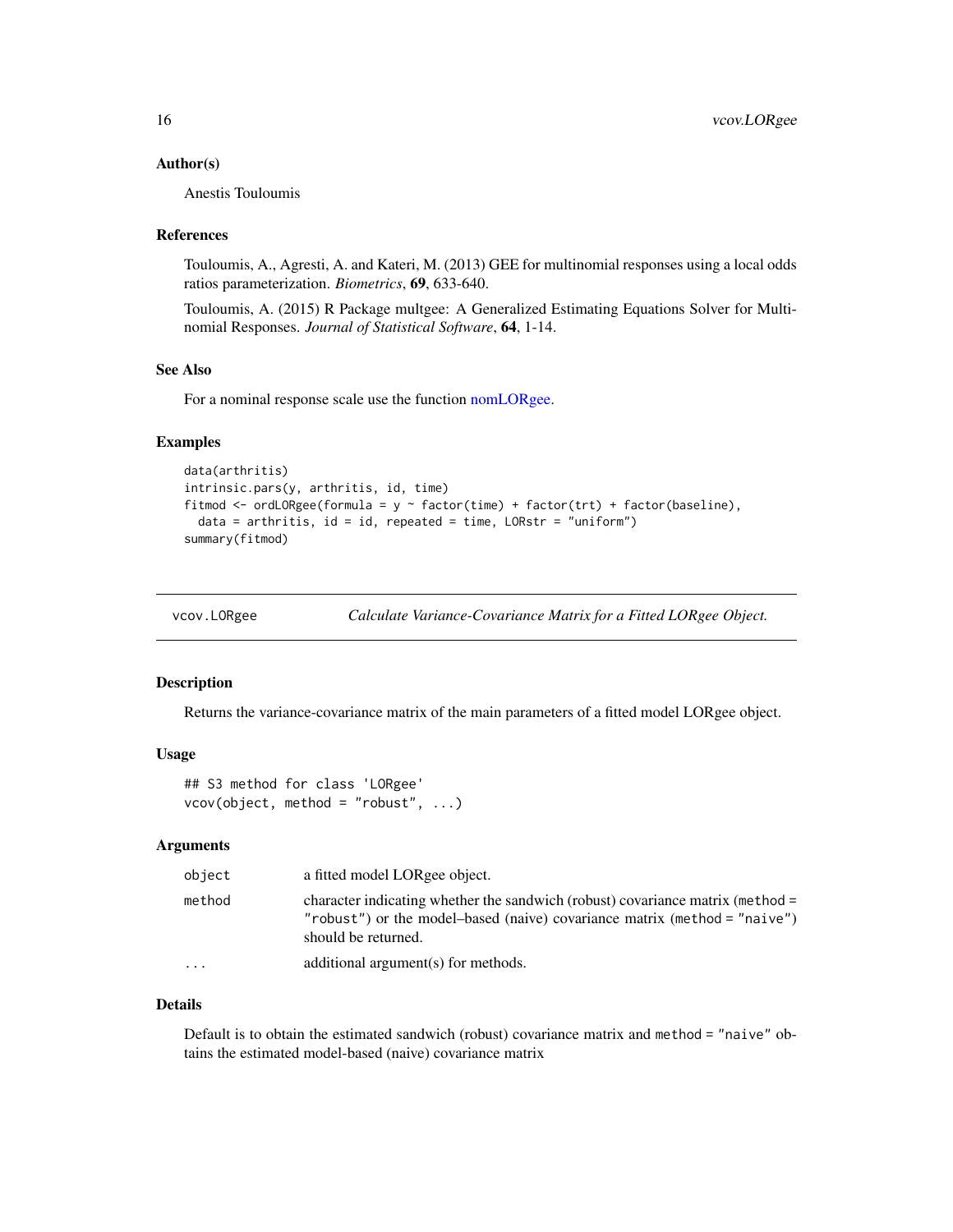### Author(s)

Anestis Touloumis

### References

Touloumis, A., Agresti, A. and Kateri, M. (2013) GEE for multinomial responses using a local odds ratios parameterization. *Biometrics*, **69**, 633-640.

Touloumis, A. (2015) R Package multgee: A Generalized Estimating Equations Solver for Multinomial Responses. *Journal of Statistical Software*, **64**, 1-14.

### See Also

For a nominal response scale use the function nomLORgee.

### Examples

```
data(arthritis)
intrinsic.pars(y, arthritis, id, time)
fitmod <- ordLORgee(formula = y ~ factor(time) + factor(trt) + factor(baseline),
  data = arthritis, id = id, repeated = time, LORstr = "uniform")
summary(fitmod)
```

---

## vcov.LORgee — *Calculate Variance-Covariance Matrix for a Fitted LORgee Object.*

### Description

Returns the variance-covariance matrix of the main parameters of a fitted model LORgee object.

### Usage

```
## S3 method for class 'LORgee'
vcov(object, method = "robust", ...)
```

### Arguments

| | |
|---|---|
| object | a fitted model LORgee object. |
| method | character indicating whether the sandwich (robust) covariance matrix (method = "robust") or the model–based (naive) covariance matrix (method = "naive") should be returned. |
| ... | additional argument(s) for methods. |

### Details

Default is to obtain the estimated sandwich (robust) covariance matrix and method = "naive" obtains the estimated model-based (naive) covariance matrix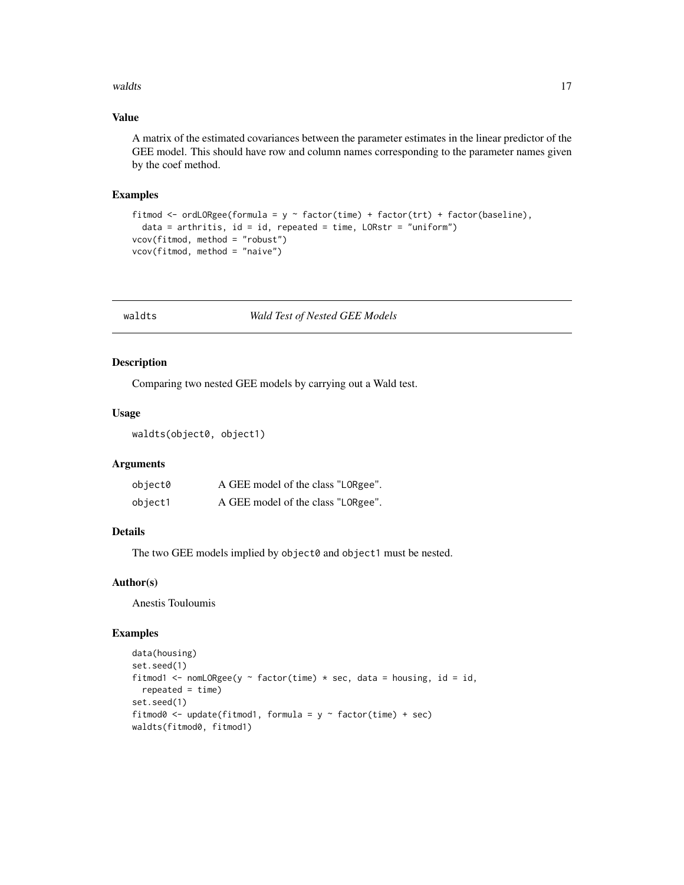### Value

A matrix of the estimated covariances between the parameter estimates in the linear predictor of the GEE model. This should have row and column names corresponding to the parameter names given by the coef method.

### Examples

```
fitmod <- ordLORgee(formula = y ~ factor(time) + factor(trt) + factor(baseline),
  data = arthritis, id = id, repeated = time, LORstr = "uniform")
vcov(fitmod, method = "robust")
vcov(fitmod, method = "naive")
```

---

## waldts *Wald Test of Nested GEE Models*

### Description

Comparing two nested GEE models by carrying out a Wald test.

### Usage

```
waldts(object0, object1)
```

### Arguments

| | |
|---|---|
| object0 | A GEE model of the class "LORgee". |
| object1 | A GEE model of the class "LORgee". |

### Details

The two GEE models implied by `object0` and `object1` must be nested.

### Author(s)

Anestis Touloumis

### Examples

```
data(housing)
set.seed(1)
fitmod1 <- nomLORgee(y ~ factor(time) * sec, data = housing, id = id,
  repeated = time)
set.seed(1)
fitmod0 <- update(fitmod1, formula = y ~ factor(time) + sec)
waldts(fitmod0, fitmod1)
```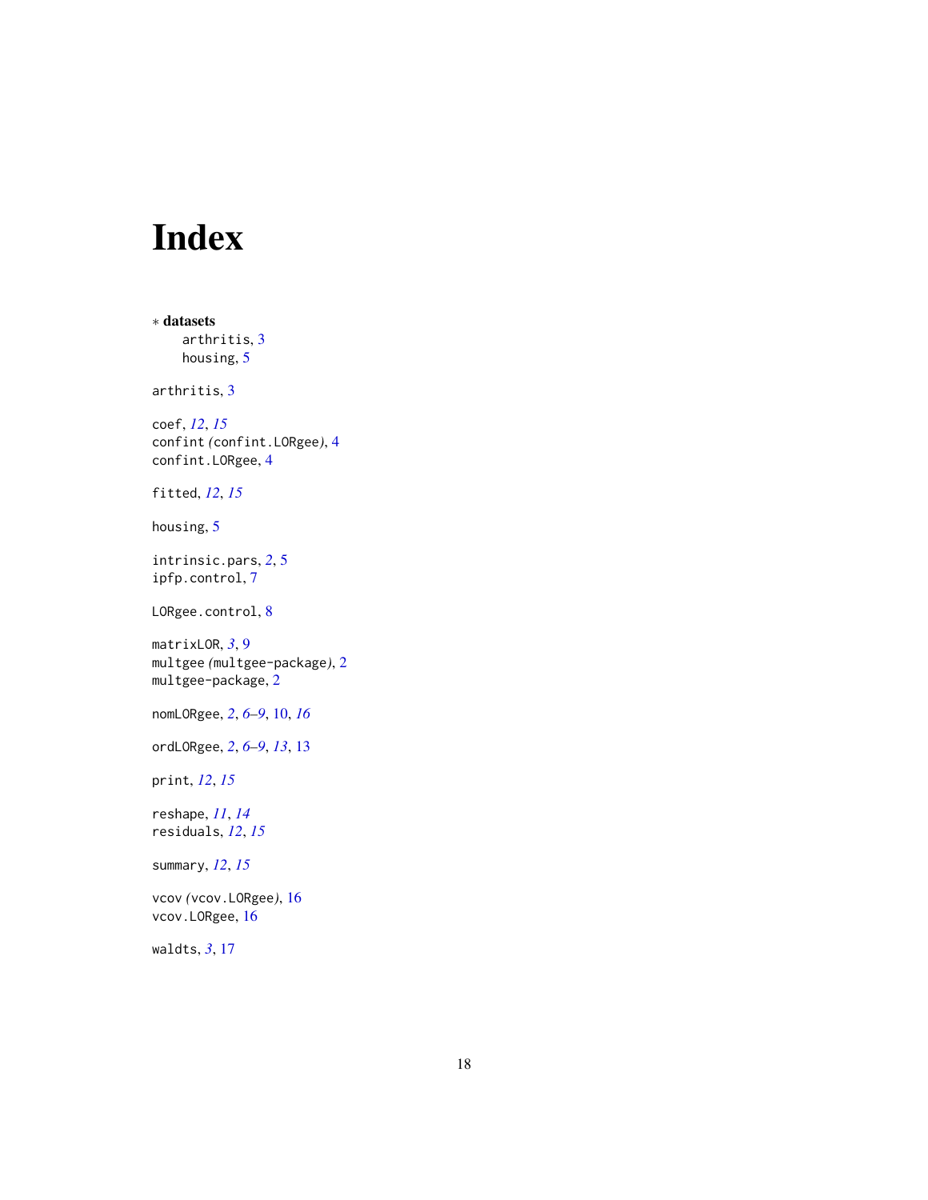# Index

* **datasets**
    arthritis, 3
    housing, 5

arthritis, 3

coef, *12*, *15*
confint (confint.LORgee), 4
confint.LORgee, 4

fitted, *12*, *15*

housing, 5

intrinsic.pars, *2*, 5
ipfp.control, 7

LORgee.control, 8

matrixLOR, *3*, 9
multgee (multgee-package), 2
multgee-package, 2

nomLORgee, *2*, *6–9*, 10, *16*

ordLORgee, *2*, *6–9*, *13*, 13

print, *12*, *15*

reshape, *11*, *14*
residuals, *12*, *15*

summary, *12*, *15*

vcov (vcov.LORgee), 16
vcov.LORgee, 16

waldts, *3*, 17